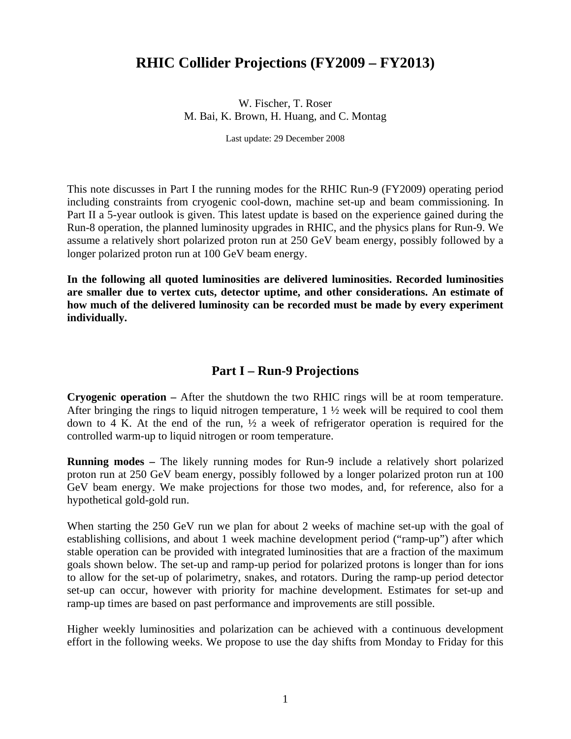# RHIC Collider Projections (FY2009 – FY2013)

W. Fischer, T. Roser
M. Bai, K. Brown, H. Huang, and C. Montag

Last update: 29 December 2008

This note discusses in Part I the running modes for the RHIC Run-9 (FY2009) operating period including constraints from cryogenic cool-down, machine set-up and beam commissioning. In Part II a 5-year outlook is given. This latest update is based on the experience gained during the Run-8 operation, the planned luminosity upgrades in RHIC, and the physics plans for Run-9. We assume a relatively short polarized proton run at 250 GeV beam energy, possibly followed by a longer polarized proton run at 100 GeV beam energy.

**In the following all quoted luminosities are delivered luminosities. Recorded luminosities are smaller due to vertex cuts, detector uptime, and other considerations. An estimate of how much of the delivered luminosity can be recorded must be made by every experiment individually.**

## Part I – Run-9 Projections

**Cryogenic operation –** After the shutdown the two RHIC rings will be at room temperature. After bringing the rings to liquid nitrogen temperature, 1 ½ week will be required to cool them down to 4 K. At the end of the run, ½ a week of refrigerator operation is required for the controlled warm-up to liquid nitrogen or room temperature.

**Running modes –** The likely running modes for Run-9 include a relatively short polarized proton run at 250 GeV beam energy, possibly followed by a longer polarized proton run at 100 GeV beam energy. We make projections for those two modes, and, for reference, also for a hypothetical gold-gold run.

When starting the 250 GeV run we plan for about 2 weeks of machine set-up with the goal of establishing collisions, and about 1 week machine development period ("ramp-up") after which stable operation can be provided with integrated luminosities that are a fraction of the maximum goals shown below. The set-up and ramp-up period for polarized protons is longer than for ions to allow for the set-up of polarimetry, snakes, and rotators. During the ramp-up period detector set-up can occur, however with priority for machine development. Estimates for set-up and ramp-up times are based on past performance and improvements are still possible.

Higher weekly luminosities and polarization can be achieved with a continuous development effort in the following weeks. We propose to use the day shifts from Monday to Friday for this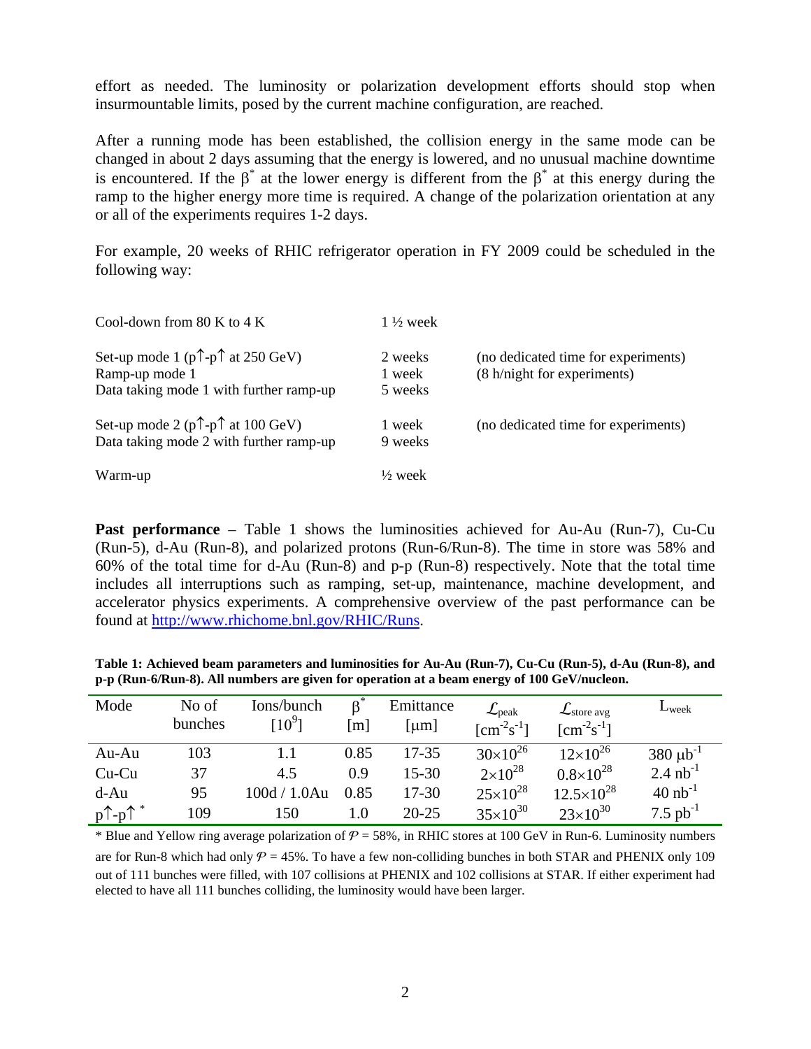effort as needed. The luminosity or polarization development efforts should stop when insurmountable limits, posed by the current machine configuration, are reached.

After a running mode has been established, the collision energy in the same mode can be changed in about 2 days assuming that the energy is lowered, and no unusual machine downtime is encountered. If the $\beta^*$ at the lower energy is different from the $\beta^*$ at this energy during the ramp to the higher energy more time is required. A change of the polarization orientation at any or all of the experiments requires 1-2 days.

For example, 20 weeks of RHIC refrigerator operation in FY 2009 could be scheduled in the following way:

| | | |
|---|---|---|
| Cool-down from 80 K to 4 K | 1 ½ week | |
| Set-up mode 1 (p↑-p↑ at 250 GeV) | 2 weeks | (no dedicated time for experiments) |
| Ramp-up mode 1 | 1 week | (8 h/night for experiments) |
| Data taking mode 1 with further ramp-up | 5 weeks | |
| Set-up mode 2 (p↑-p↑ at 100 GeV) | 1 week | (no dedicated time for experiments) |
| Data taking mode 2 with further ramp-up | 9 weeks | |
| Warm-up | ½ week | |

**Past performance** – Table 1 shows the luminosities achieved for Au-Au (Run-7), Cu-Cu (Run-5), d-Au (Run-8), and polarized protons (Run-6/Run-8). The time in store was 58% and 60% of the total time for d-Au (Run-8) and p-p (Run-8) respectively. Note that the total time includes all interruptions such as ramping, set-up, maintenance, machine development, and accelerator physics experiments. A comprehensive overview of the past performance can be found at http://www.rhichome.bnl.gov/RHIC/Runs.

**Table 1: Achieved beam parameters and luminosities for Au-Au (Run-7), Cu-Cu (Run-5), d-Au (Run-8), and p-p (Run-6/Run-8). All numbers are given for operation at a beam energy of 100 GeV/nucleon.**

| Mode | No of bunches | Ions/bunch $[10^9]$ | $\beta^*$ [m] | Emittance [μm] | $\mathcal{L}_{peak}$ $[cm^{-2}s^{-1}]$ | $\mathcal{L}_{store\ avg}$ $[cm^{-2}s^{-1}]$ | $L_{week}$ |
|---|---|---|---|---|---|---|---|
| Au-Au | 103 | 1.1 | 0.85 | 17-35 | $30\times10^{26}$ | $12\times10^{26}$ | 380 $\mu b^{-1}$ |
| Cu-Cu | 37 | 4.5 | 0.9 | 15-30 | $2\times10^{28}$ | $0.8\times10^{28}$ | 2.4 $nb^{-1}$ |
| d-Au | 95 | 100d / 1.0Au | 0.85 | 17-30 | $25\times10^{28}$ | $12.5\times10^{28}$ | 40 $nb^{-1}$ |
| p↑-p↑ * | 109 | 150 | 1.0 | 20-25 | $35\times10^{30}$ | $23\times10^{30}$ | 7.5 $pb^{-1}$ |

* Blue and Yellow ring average polarization of $\mathcal{P}$ = 58%, in RHIC stores at 100 GeV in Run-6. Luminosity numbers are for Run-8 which had only $\mathcal{P}$ = 45%. To have a few non-colliding bunches in both STAR and PHENIX only 109 out of 111 bunches were filled, with 107 collisions at PHENIX and 102 collisions at STAR. If either experiment had elected to have all 111 bunches colliding, the luminosity would have been larger.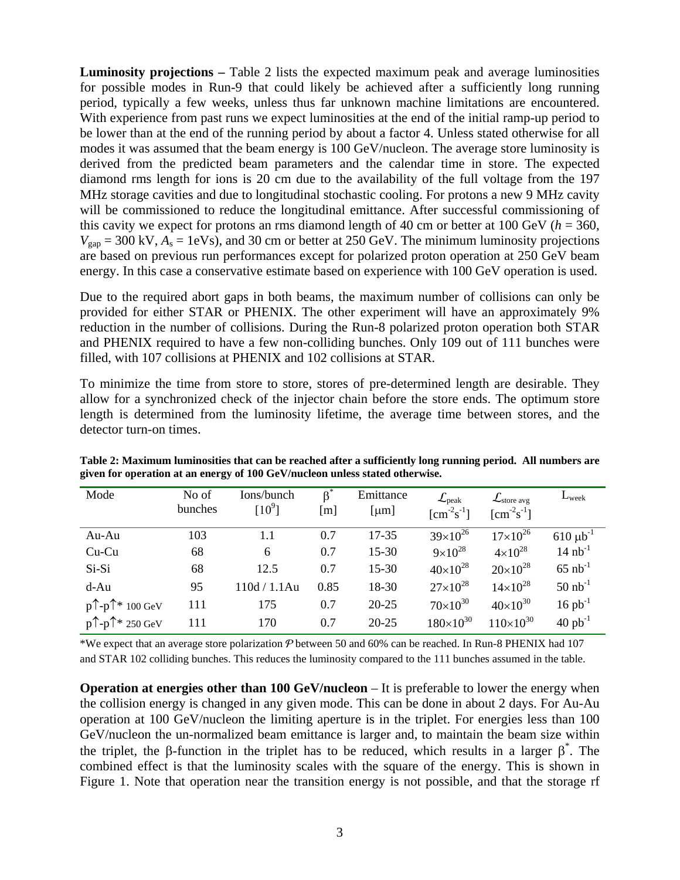**Luminosity projections –** Table 2 lists the expected maximum peak and average luminosities for possible modes in Run-9 that could likely be achieved after a sufficiently long running period, typically a few weeks, unless thus far unknown machine limitations are encountered. With experience from past runs we expect luminosities at the end of the initial ramp-up period to be lower than at the end of the running period by about a factor 4. Unless stated otherwise for all modes it was assumed that the beam energy is 100 GeV/nucleon. The average store luminosity is derived from the predicted beam parameters and the calendar time in store. The expected diamond rms length for ions is 20 cm due to the availability of the full voltage from the 197 MHz storage cavities and due to longitudinal stochastic cooling. For protons a new 9 MHz cavity will be commissioned to reduce the longitudinal emittance. After successful commissioning of this cavity we expect for protons an rms diamond length of 40 cm or better at 100 GeV ($h$ = 360, $V_{\text{gap}}$ = 300 kV, $A_s$ = 1eVs), and 30 cm or better at 250 GeV. The minimum luminosity projections are based on previous run performances except for polarized proton operation at 250 GeV beam energy. In this case a conservative estimate based on experience with 100 GeV operation is used.

Due to the required abort gaps in both beams, the maximum number of collisions can only be provided for either STAR or PHENIX. The other experiment will have an approximately 9% reduction in the number of collisions. During the Run-8 polarized proton operation both STAR and PHENIX required to have a few non-colliding bunches. Only 109 out of 111 bunches were filled, with 107 collisions at PHENIX and 102 collisions at STAR.

To minimize the time from store to store, stores of pre-determined length are desirable. They allow for a synchronized check of the injector chain before the store ends. The optimum store length is determined from the luminosity lifetime, the average time between stores, and the detector turn-on times.

**Table 2: Maximum luminosities that can be reached after a sufficiently long running period. All numbers are given for operation at an energy of 100 GeV/nucleon unless stated otherwise.**

| Mode | No of bunches | Ions/bunch [$10^9$] | $\beta^*$ [m] | Emittance [μm] | $\mathcal{L}_{\text{peak}}$ [$\text{cm}^{-2}\text{s}^{-1}$] | $\mathcal{L}_{\text{store avg}}$ [$\text{cm}^{-2}\text{s}^{-1}$] | $L_{\text{week}}$ |
|---|---|---|---|---|---|---|---|
| Au-Au | 103 | 1.1 | 0.7 | 17-35 | $39\times10^{26}$ | $17\times10^{26}$ | 610 $\mu\text{b}^{-1}$ |
| Cu-Cu | 68 | 6 | 0.7 | 15-30 | $9\times10^{28}$ | $4\times10^{28}$ | 14 $\text{nb}^{-1}$ |
| Si-Si | 68 | 12.5 | 0.7 | 15-30 | $40\times10^{28}$ | $20\times10^{28}$ | 65 $\text{nb}^{-1}$ |
| d-Au | 95 | 110d / 1.1Au | 0.85 | 18-30 | $27\times10^{28}$ | $14\times10^{28}$ | 50 $\text{nb}^{-1}$ |
| p↑-p↑* 100 GeV | 111 | 175 | 0.7 | 20-25 | $70\times10^{30}$ | $40\times10^{30}$ | 16 $\text{pb}^{-1}$ |
| p↑-p↑* 250 GeV | 111 | 170 | 0.7 | 20-25 | $180\times10^{30}$ | $110\times10^{30}$ | 40 $\text{pb}^{-1}$ |

*We expect that an average store polarization $\mathcal{P}$ between 50 and 60% can be reached. In Run-8 PHENIX had 107 and STAR 102 colliding bunches. This reduces the luminosity compared to the 111 bunches assumed in the table.

**Operation at energies other than 100 GeV/nucleon** – It is preferable to lower the energy when the collision energy is changed in any given mode. This can be done in about 2 days. For Au-Au operation at 100 GeV/nucleon the limiting aperture is in the triplet. For energies less than 100 GeV/nucleon the un-normalized beam emittance is larger and, to maintain the beam size within the triplet, the β-function in the triplet has to be reduced, which results in a larger $\beta^*$. The combined effect is that the luminosity scales with the square of the energy. This is shown in Figure 1. Note that operation near the transition energy is not possible, and that the storage rf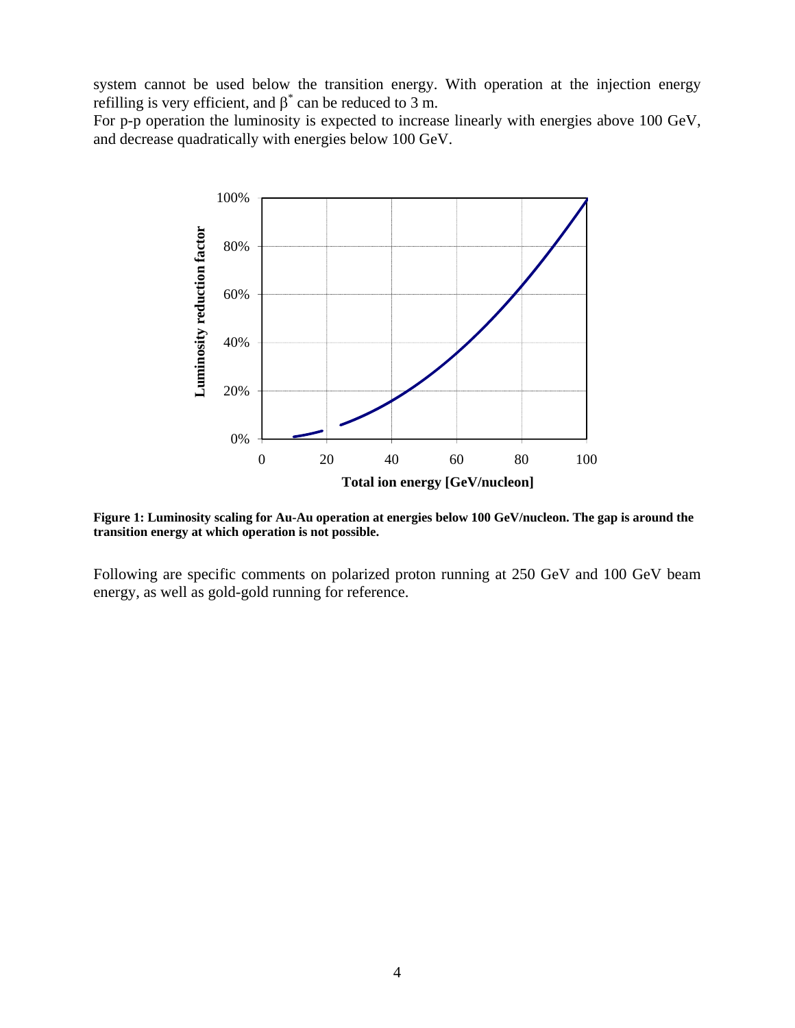system cannot be used below the transition energy. With operation at the injection energy refilling is very efficient, and $\beta^*$ can be reduced to 3 m.
For p-p operation the luminosity is expected to increase linearly with energies above 100 GeV, and decrease quadratically with energies below 100 GeV.

**Figure 1: Luminosity scaling for Au-Au operation at energies below 100 GeV/nucleon. The gap is around the transition energy at which operation is not possible.**

Following are specific comments on polarized proton running at 250 GeV and 100 GeV beam energy, as well as gold-gold running for reference.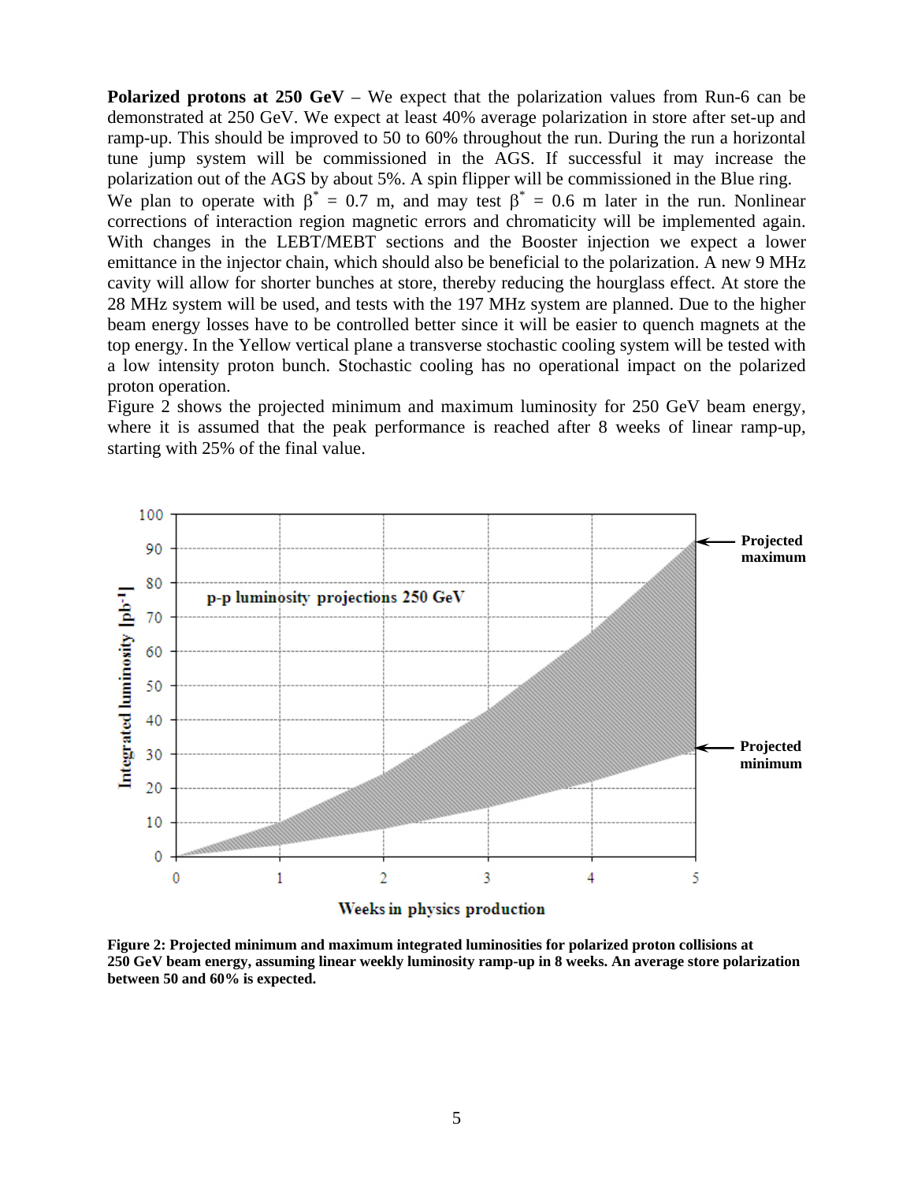**Polarized protons at 250 GeV** – We expect that the polarization values from Run-6 can be demonstrated at 250 GeV. We expect at least 40% average polarization in store after set-up and ramp-up. This should be improved to 50 to 60% throughout the run. During the run a horizontal tune jump system will be commissioned in the AGS. If successful it may increase the polarization out of the AGS by about 5%. A spin flipper will be commissioned in the Blue ring.
We plan to operate with $\beta^* = 0.7$ m, and may test $\beta^* = 0.6$ m later in the run. Nonlinear corrections of interaction region magnetic errors and chromaticity will be implemented again. With changes in the LEBT/MEBT sections and the Booster injection we expect a lower emittance in the injector chain, which should also be beneficial to the polarization. A new 9 MHz cavity will allow for shorter bunches at store, thereby reducing the hourglass effect. At store the 28 MHz system will be used, and tests with the 197 MHz system are planned. Due to the higher beam energy losses have to be controlled better since it will be easier to quench magnets at the top energy. In the Yellow vertical plane a transverse stochastic cooling system will be tested with a low intensity proton bunch. Stochastic cooling has no operational impact on the polarized proton operation.
Figure 2 shows the projected minimum and maximum luminosity for 250 GeV beam energy, where it is assumed that the peak performance is reached after 8 weeks of linear ramp-up, starting with 25% of the final value.

**Figure 2: Projected minimum and maximum integrated luminosities for polarized proton collisions at 250 GeV beam energy, assuming linear weekly luminosity ramp-up in 8 weeks. An average store polarization between 50 and 60% is expected.**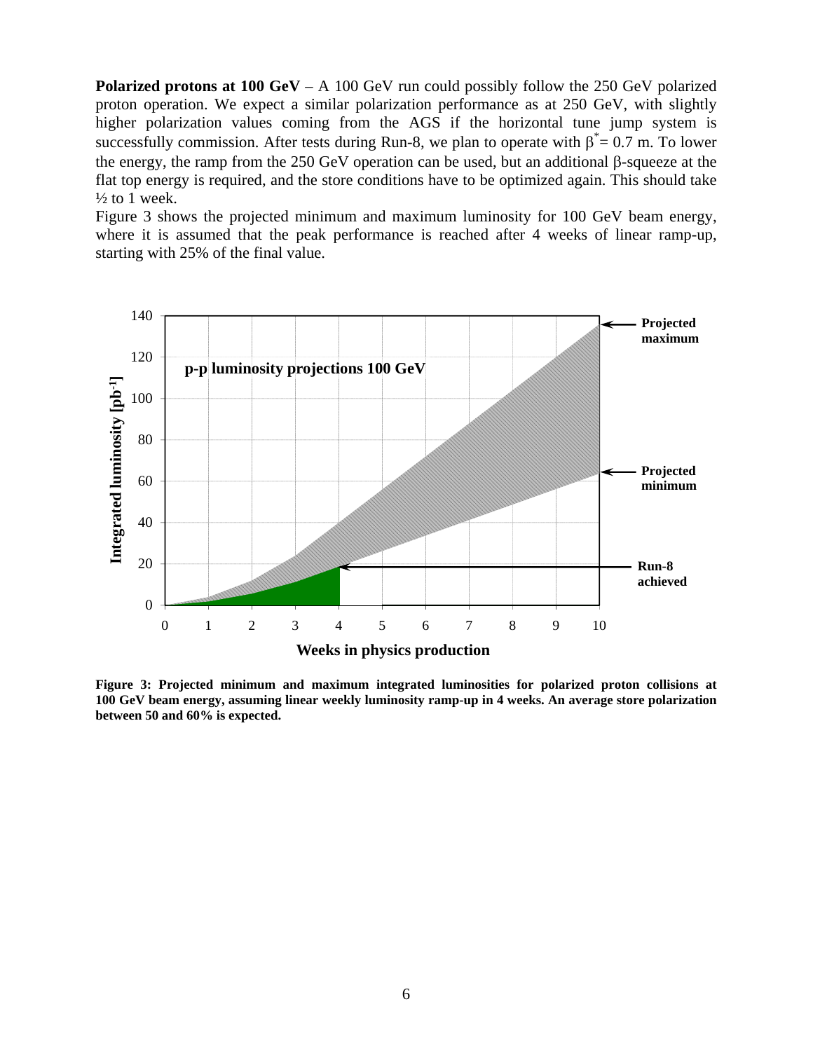**Polarized protons at 100 GeV** – A 100 GeV run could possibly follow the 250 GeV polarized proton operation. We expect a similar polarization performance as at 250 GeV, with slightly higher polarization values coming from the AGS if the horizontal tune jump system is successfully commission. After tests during Run-8, we plan to operate with $\beta^* = 0.7$ m. To lower the energy, the ramp from the 250 GeV operation can be used, but an additional β-squeeze at the flat top energy is required, and the store conditions have to be optimized again. This should take ½ to 1 week.

Figure 3 shows the projected minimum and maximum luminosity for 100 GeV beam energy, where it is assumed that the peak performance is reached after 4 weeks of linear ramp-up, starting with 25% of the final value.

**Figure 3: Projected minimum and maximum integrated luminosities for polarized proton collisions at 100 GeV beam energy, assuming linear weekly luminosity ramp-up in 4 weeks. An average store polarization between 50 and 60% is expected.**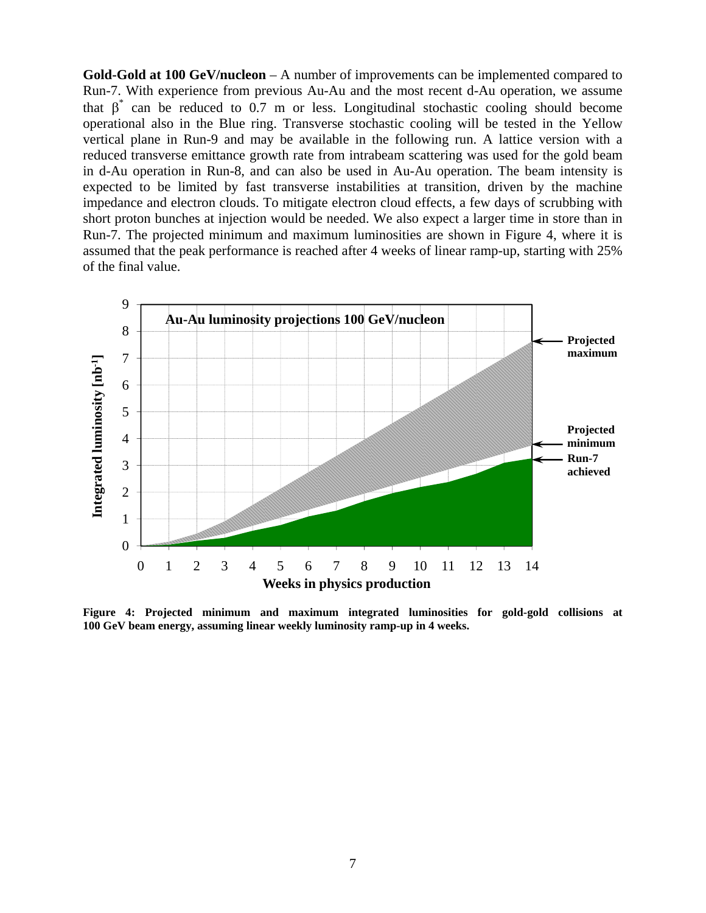**Gold-Gold at 100 GeV/nucleon** – A number of improvements can be implemented compared to Run-7. With experience from previous Au-Au and the most recent d-Au operation, we assume that $\beta^*$ can be reduced to 0.7 m or less. Longitudinal stochastic cooling should become operational also in the Blue ring. Transverse stochastic cooling will be tested in the Yellow vertical plane in Run-9 and may be available in the following run. A lattice version with a reduced transverse emittance growth rate from intrabeam scattering was used for the gold beam in d-Au operation in Run-8, and can also be used in Au-Au operation. The beam intensity is expected to be limited by fast transverse instabilities at transition, driven by the machine impedance and electron clouds. To mitigate electron cloud effects, a few days of scrubbing with short proton bunches at injection would be needed. We also expect a larger time in store than in Run-7. The projected minimum and maximum luminosities are shown in Figure 4, where it is assumed that the peak performance is reached after 4 weeks of linear ramp-up, starting with 25% of the final value.

**Figure 4: Projected minimum and maximum integrated luminosities for gold-gold collisions at 100 GeV beam energy, assuming linear weekly luminosity ramp-up in 4 weeks.**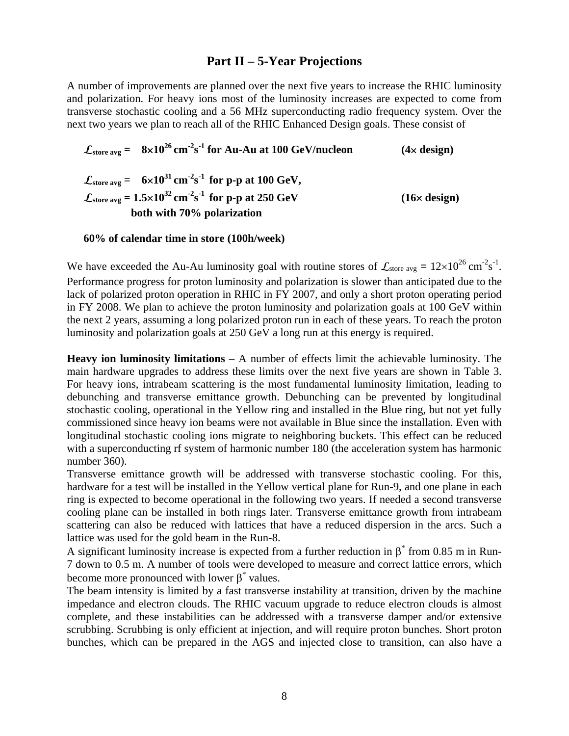## Part II – 5-Year Projections

A number of improvements are planned over the next five years to increase the RHIC luminosity and polarization. For heavy ions most of the luminosity increases are expected to come from transverse stochastic cooling and a 56 MHz superconducting radio frequency system. Over the next two years we plan to reach all of the RHIC Enhanced Design goals. These consist of

**$\mathcal{L}_{\text{store avg}} = 8\times10^{26}$ cm$^{-2}$s$^{-1}$ for Au-Au at 100 GeV/nucleon (4× design)**

**$\mathcal{L}_{\text{store avg}} = 6\times10^{31}$ cm$^{-2}$s$^{-1}$ for p-p at 100 GeV,**
**$\mathcal{L}_{\text{store avg}} = 1.5\times10^{32}$ cm$^{-2}$s$^{-1}$ for p-p at 250 GeV (16× design)**
**both with 70% polarization**

**60% of calendar time in store (100h/week)**

We have exceeded the Au-Au luminosity goal with routine stores of $\mathcal{L}_{\text{store avg}} = 12\times10^{26}$ cm$^{-2}$s$^{-1}$. Performance progress for proton luminosity and polarization is slower than anticipated due to the lack of polarized proton operation in RHIC in FY 2007, and only a short proton operating period in FY 2008. We plan to achieve the proton luminosity and polarization goals at 100 GeV within the next 2 years, assuming a long polarized proton run in each of these years. To reach the proton luminosity and polarization goals at 250 GeV a long run at this energy is required.

**Heavy ion luminosity limitations** – A number of effects limit the achievable luminosity. The main hardware upgrades to address these limits over the next five years are shown in Table 3. For heavy ions, intrabeam scattering is the most fundamental luminosity limitation, leading to debunching and transverse emittance growth. Debunching can be prevented by longitudinal stochastic cooling, operational in the Yellow ring and installed in the Blue ring, but not yet fully commissioned since heavy ion beams were not available in Blue since the installation. Even with longitudinal stochastic cooling ions migrate to neighboring buckets. This effect can be reduced with a superconducting rf system of harmonic number 180 (the acceleration system has harmonic number 360).

Transverse emittance growth will be addressed with transverse stochastic cooling. For this, hardware for a test will be installed in the Yellow vertical plane for Run-9, and one plane in each ring is expected to become operational in the following two years. If needed a second transverse cooling plane can be installed in both rings later. Transverse emittance growth from intrabeam scattering can also be reduced with lattices that have a reduced dispersion in the arcs. Such a lattice was used for the gold beam in the Run-8.

A significant luminosity increase is expected from a further reduction in $\beta^*$ from 0.85 m in Run-7 down to 0.5 m. A number of tools were developed to measure and correct lattice errors, which become more pronounced with lower $\beta^*$ values.

The beam intensity is limited by a fast transverse instability at transition, driven by the machine impedance and electron clouds. The RHIC vacuum upgrade to reduce electron clouds is almost complete, and these instabilities can be addressed with a transverse damper and/or extensive scrubbing. Scrubbing is only efficient at injection, and will require proton bunches. Short proton bunches, which can be prepared in the AGS and injected close to transition, can also have a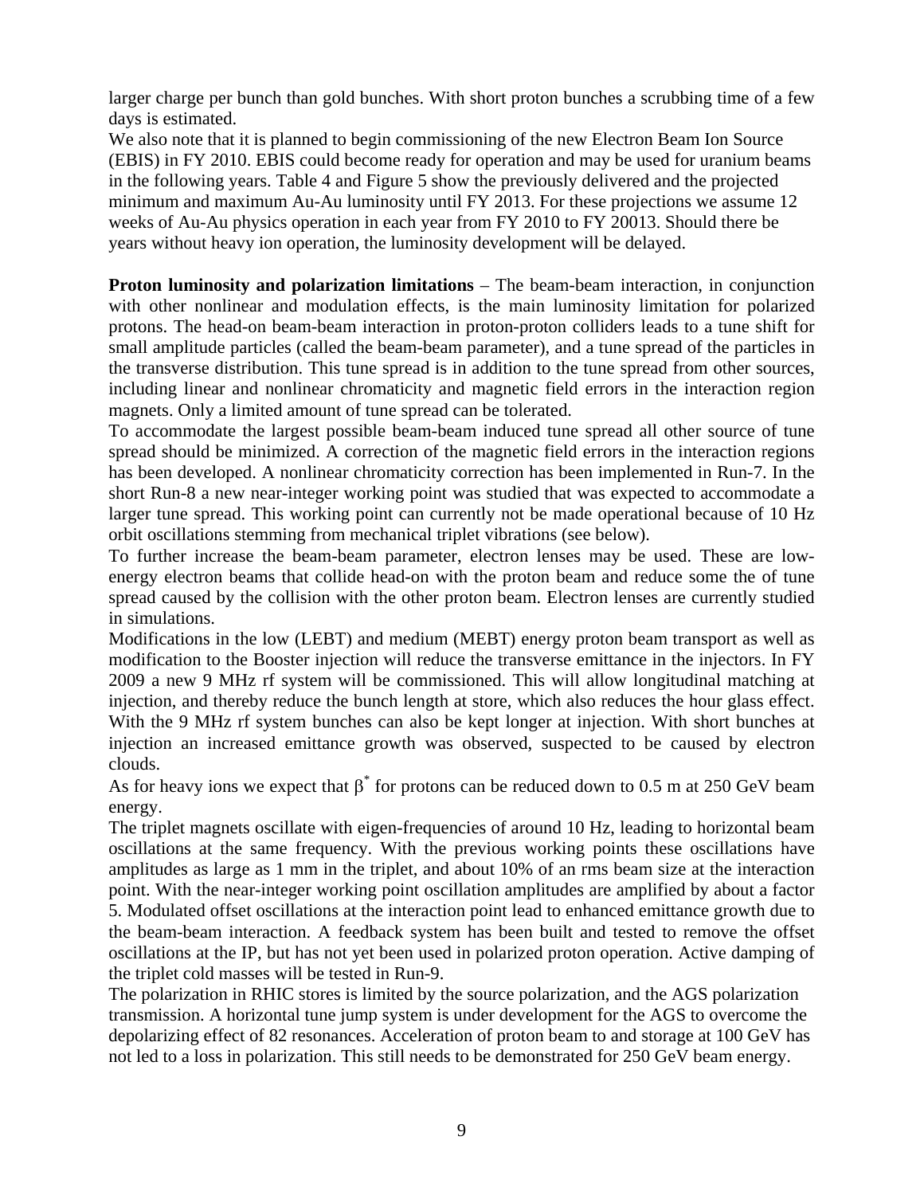larger charge per bunch than gold bunches. With short proton bunches a scrubbing time of a few days is estimated.

We also note that it is planned to begin commissioning of the new Electron Beam Ion Source (EBIS) in FY 2010. EBIS could become ready for operation and may be used for uranium beams in the following years. Table 4 and Figure 5 show the previously delivered and the projected minimum and maximum Au-Au luminosity until FY 2013. For these projections we assume 12 weeks of Au-Au physics operation in each year from FY 2010 to FY 20013. Should there be years without heavy ion operation, the luminosity development will be delayed.

**Proton luminosity and polarization limitations** – The beam-beam interaction, in conjunction with other nonlinear and modulation effects, is the main luminosity limitation for polarized protons. The head-on beam-beam interaction in proton-proton colliders leads to a tune shift for small amplitude particles (called the beam-beam parameter), and a tune spread of the particles in the transverse distribution. This tune spread is in addition to the tune spread from other sources, including linear and nonlinear chromaticity and magnetic field errors in the interaction region magnets. Only a limited amount of tune spread can be tolerated.

To accommodate the largest possible beam-beam induced tune spread all other source of tune spread should be minimized. A correction of the magnetic field errors in the interaction regions has been developed. A nonlinear chromaticity correction has been implemented in Run-7. In the short Run-8 a new near-integer working point was studied that was expected to accommodate a larger tune spread. This working point can currently not be made operational because of 10 Hz orbit oscillations stemming from mechanical triplet vibrations (see below).

To further increase the beam-beam parameter, electron lenses may be used. These are low-energy electron beams that collide head-on with the proton beam and reduce some the of tune spread caused by the collision with the other proton beam. Electron lenses are currently studied in simulations.

Modifications in the low (LEBT) and medium (MEBT) energy proton beam transport as well as modification to the Booster injection will reduce the transverse emittance in the injectors. In FY 2009 a new 9 MHz rf system will be commissioned. This will allow longitudinal matching at injection, and thereby reduce the bunch length at store, which also reduces the hour glass effect. With the 9 MHz rf system bunches can also be kept longer at injection. With short bunches at injection an increased emittance growth was observed, suspected to be caused by electron clouds.

As for heavy ions we expect that $\beta^*$ for protons can be reduced down to 0.5 m at 250 GeV beam energy.

The triplet magnets oscillate with eigen-frequencies of around 10 Hz, leading to horizontal beam oscillations at the same frequency. With the previous working points these oscillations have amplitudes as large as 1 mm in the triplet, and about 10% of an rms beam size at the interaction point. With the near-integer working point oscillation amplitudes are amplified by about a factor 5. Modulated offset oscillations at the interaction point lead to enhanced emittance growth due to the beam-beam interaction. A feedback system has been built and tested to remove the offset oscillations at the IP, but has not yet been used in polarized proton operation. Active damping of the triplet cold masses will be tested in Run-9.

The polarization in RHIC stores is limited by the source polarization, and the AGS polarization transmission. A horizontal tune jump system is under development for the AGS to overcome the depolarizing effect of 82 resonances. Acceleration of proton beam to and storage at 100 GeV has not led to a loss in polarization. This still needs to be demonstrated for 250 GeV beam energy.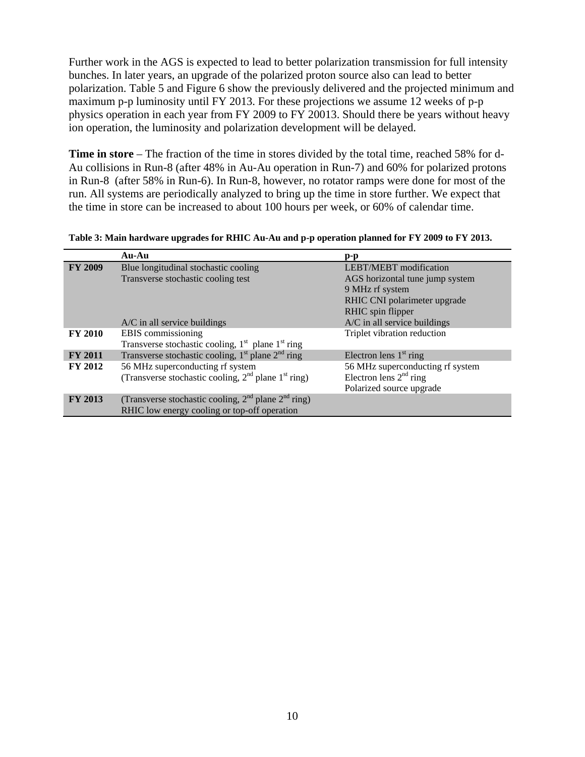Further work in the AGS is expected to lead to better polarization transmission for full intensity bunches. In later years, an upgrade of the polarized proton source also can lead to better polarization. Table 5 and Figure 6 show the previously delivered and the projected minimum and maximum p-p luminosity until FY 2013. For these projections we assume 12 weeks of p-p physics operation in each year from FY 2009 to FY 20013. Should there be years without heavy ion operation, the luminosity and polarization development will be delayed.

**Time in store** – The fraction of the time in stores divided by the total time, reached 58% for d-Au collisions in Run-8 (after 48% in Au-Au operation in Run-7) and 60% for polarized protons in Run-8 (after 58% in Run-6). In Run-8, however, no rotator ramps were done for most of the run. All systems are periodically analyzed to bring up the time in store further. We expect that the time in store can be increased to about 100 hours per week, or 60% of calendar time.

**Table 3: Main hardware upgrades for RHIC Au-Au and p-p operation planned for FY 2009 to FY 2013.**

| | Au-Au | p-p |
|---|---|---|
| **FY 2009** | Blue longitudinal stochastic cooling<br>Transverse stochastic cooling test<br><br><br><br>A/C in all service buildings | LEBT/MEBT modification<br>AGS horizontal tune jump system<br>9 MHz rf system<br>RHIC CNI polarimeter upgrade<br>RHIC spin flipper<br>A/C in all service buildings |
| **FY 2010** | EBIS commissioning<br>Transverse stochastic cooling, 1st plane 1st ring | Triplet vibration reduction |
| **FY 2011** | Transverse stochastic cooling, 1st plane 2nd ring | Electron lens 1st ring |
| **FY 2012** | 56 MHz superconducting rf system<br>(Transverse stochastic cooling, 2nd plane 1st ring) | 56 MHz superconducting rf system<br>Electron lens 2nd ring<br>Polarized source upgrade |
| **FY 2013** | (Transverse stochastic cooling, 2nd plane 2nd ring)<br>RHIC low energy cooling or top-off operation | |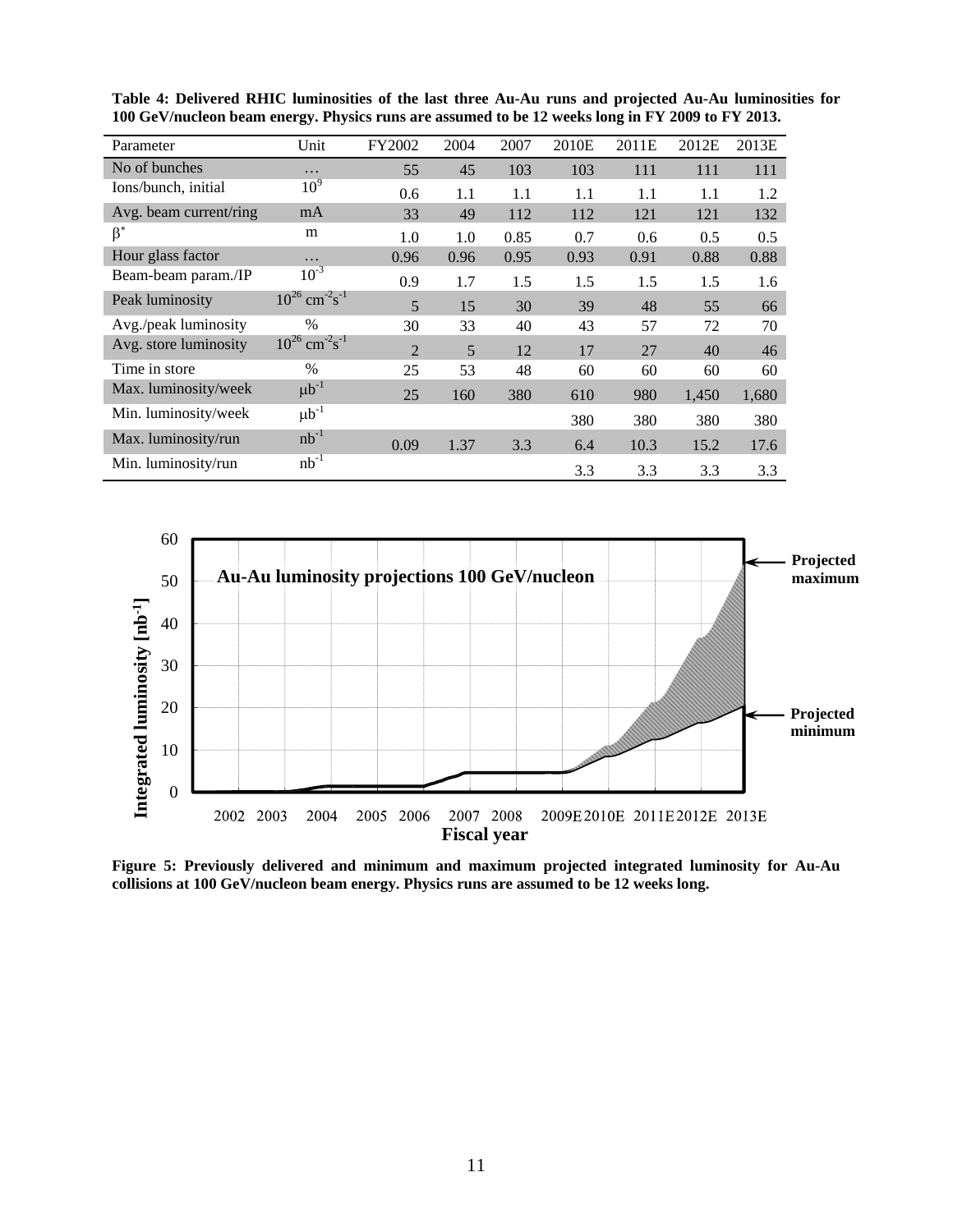**Table 4: Delivered RHIC luminosities of the last three Au-Au runs and projected Au-Au luminosities for 100 GeV/nucleon beam energy. Physics runs are assumed to be 12 weeks long in FY 2009 to FY 2013.**

| Parameter | Unit | FY2002 | 2004 | 2007 | 2010E | 2011E | 2012E | 2013E |
|---|---|---|---|---|---|---|---|---|
| No of bunches | … | 55 | 45 | 103 | 103 | 111 | 111 | 111 |
| Ions/bunch, initial | $10^9$ | 0.6 | 1.1 | 1.1 | 1.1 | 1.1 | 1.1 | 1.2 |
| Avg. beam current/ring | mA | 33 | 49 | 112 | 112 | 121 | 121 | 132 |
| $\beta^*$ | m | 1.0 | 1.0 | 0.85 | 0.7 | 0.6 | 0.5 | 0.5 |
| Hour glass factor | … | 0.96 | 0.96 | 0.95 | 0.93 | 0.91 | 0.88 | 0.88 |
| Beam-beam param./IP | $10^{-3}$ | 0.9 | 1.7 | 1.5 | 1.5 | 1.5 | 1.5 | 1.6 |
| Peak luminosity | $10^{26}$ cm$^{-2}$s$^{-1}$ | 5 | 15 | 30 | 39 | 48 | 55 | 66 |
| Avg./peak luminosity | % | 30 | 33 | 40 | 43 | 57 | 72 | 70 |
| Avg. store luminosity | $10^{26}$ cm$^{-2}$s$^{-1}$ | 2 | 5 | 12 | 17 | 27 | 40 | 46 |
| Time in store | % | 25 | 53 | 48 | 60 | 60 | 60 | 60 |
| Max. luminosity/week | $\mu$b$^{-1}$ | 25 | 160 | 380 | 610 | 980 | 1,450 | 1,680 |
| Min. luminosity/week | $\mu$b$^{-1}$ | | | | 380 | 380 | 380 | 380 |
| Max. luminosity/run | nb$^{-1}$ | 0.09 | 1.37 | 3.3 | 6.4 | 10.3 | 15.2 | 17.6 |
| Min. luminosity/run | nb$^{-1}$ | | | | 3.3 | 3.3 | 3.3 | 3.3 |

**Figure 5: Previously delivered and minimum and maximum projected integrated luminosity for Au-Au collisions at 100 GeV/nucleon beam energy. Physics runs are assumed to be 12 weeks long.**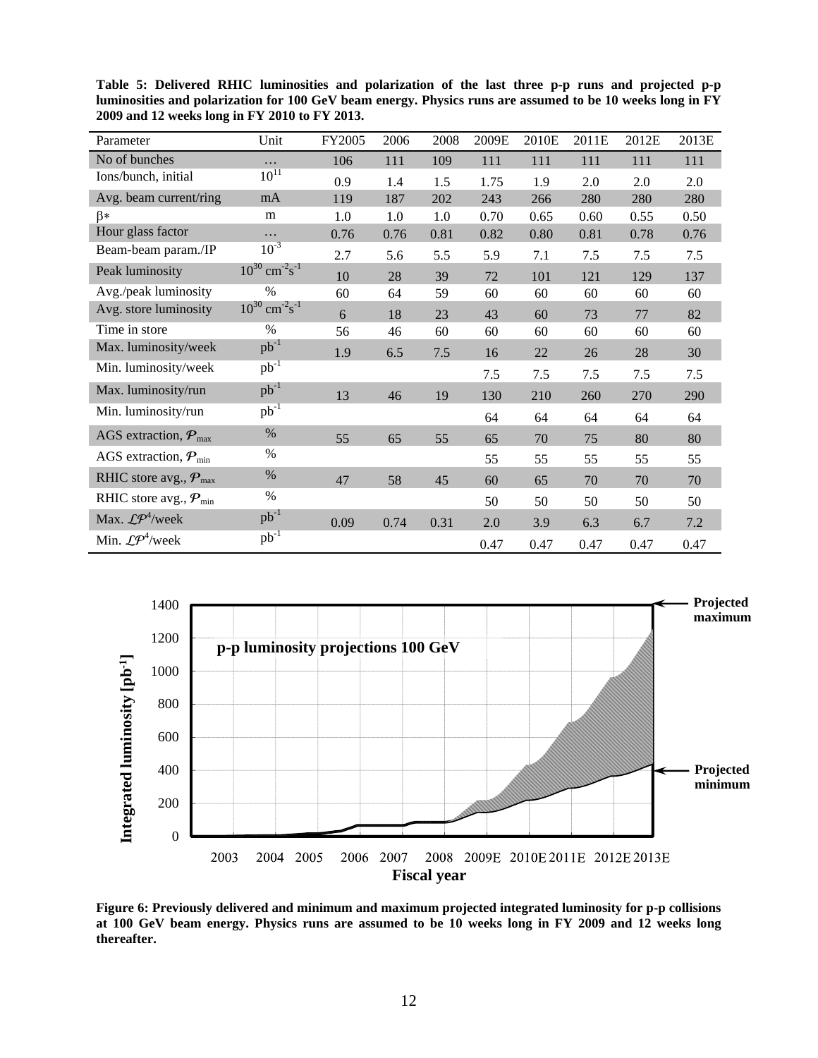**Table 5: Delivered RHIC luminosities and polarization of the last three p-p runs and projected p-p luminosities and polarization for 100 GeV beam energy. Physics runs are assumed to be 10 weeks long in FY 2009 and 12 weeks long in FY 2010 to FY 2013.**

| Parameter | Unit | FY2005 | 2006 | 2008 | 2009E | 2010E | 2011E | 2012E | 2013E |
|---|---|---|---|---|---|---|---|---|---|
| No of bunches | … | 106 | 111 | 109 | 111 | 111 | 111 | 111 | 111 |
| Ions/bunch, initial | $10^{11}$ | 0.9 | 1.4 | 1.5 | 1.75 | 1.9 | 2.0 | 2.0 | 2.0 |
| Avg. beam current/ring | mA | 119 | 187 | 202 | 243 | 266 | 280 | 280 | 280 |
| $\beta*$ | m | 1.0 | 1.0 | 1.0 | 0.70 | 0.65 | 0.60 | 0.55 | 0.50 |
| Hour glass factor | … | 0.76 | 0.76 | 0.81 | 0.82 | 0.80 | 0.81 | 0.78 | 0.76 |
| Beam-beam param./IP | $10^{-3}$ | 2.7 | 5.6 | 5.5 | 5.9 | 7.1 | 7.5 | 7.5 | 7.5 |
| Peak luminosity | $10^{30}$ cm$^{-2}$s$^{-1}$ | 10 | 28 | 39 | 72 | 101 | 121 | 129 | 137 |
| Avg./peak luminosity | % | 60 | 64 | 59 | 60 | 60 | 60 | 60 | 60 |
| Avg. store luminosity | $10^{30}$ cm$^{-2}$s$^{-1}$ | 6 | 18 | 23 | 43 | 60 | 73 | 77 | 82 |
| Time in store | % | 56 | 46 | 60 | 60 | 60 | 60 | 60 | 60 |
| Max. luminosity/week | pb$^{-1}$ | 1.9 | 6.5 | 7.5 | 16 | 22 | 26 | 28 | 30 |
| Min. luminosity/week | pb$^{-1}$ | | | | 7.5 | 7.5 | 7.5 | 7.5 | 7.5 |
| Max. luminosity/run | pb$^{-1}$ | 13 | 46 | 19 | 130 | 210 | 260 | 270 | 290 |
| Min. luminosity/run | pb$^{-1}$ | | | | 64 | 64 | 64 | 64 | 64 |
| AGS extraction, $\mathcal{P}_{\max}$ | % | 55 | 65 | 55 | 65 | 70 | 75 | 80 | 80 |
| AGS extraction, $\mathcal{P}_{\min}$ | % | | | | 55 | 55 | 55 | 55 | 55 |
| RHIC store avg., $\mathcal{P}_{\max}$ | % | 47 | 58 | 45 | 60 | 65 | 70 | 70 | 70 |
| RHIC store avg., $\mathcal{P}_{\min}$ | % | | | | 50 | 50 | 50 | 50 | 50 |
| Max. $\mathcal{LP}^4$/week | pb$^{-1}$ | 0.09 | 0.74 | 0.31 | 2.0 | 3.9 | 6.3 | 6.7 | 7.2 |
| Min. $\mathcal{LP}^4$/week | pb$^{-1}$ | | | | 0.47 | 0.47 | 0.47 | 0.47 | 0.47 |

p-p luminosity projections 100 GeV

Integrated luminosity [pb$^{-1}$]

0
200
400
600
800
1000
1200
1400

2003 2004 2005 2006 2007 2008 2009E 2010E 2011E 2012E 2013E

Fiscal year

Projected maximum

Projected minimum

**Figure 6: Previously delivered and minimum and maximum projected integrated luminosity for p-p collisions at 100 GeV beam energy. Physics runs are assumed to be 10 weeks long in FY 2009 and 12 weeks long thereafter.**